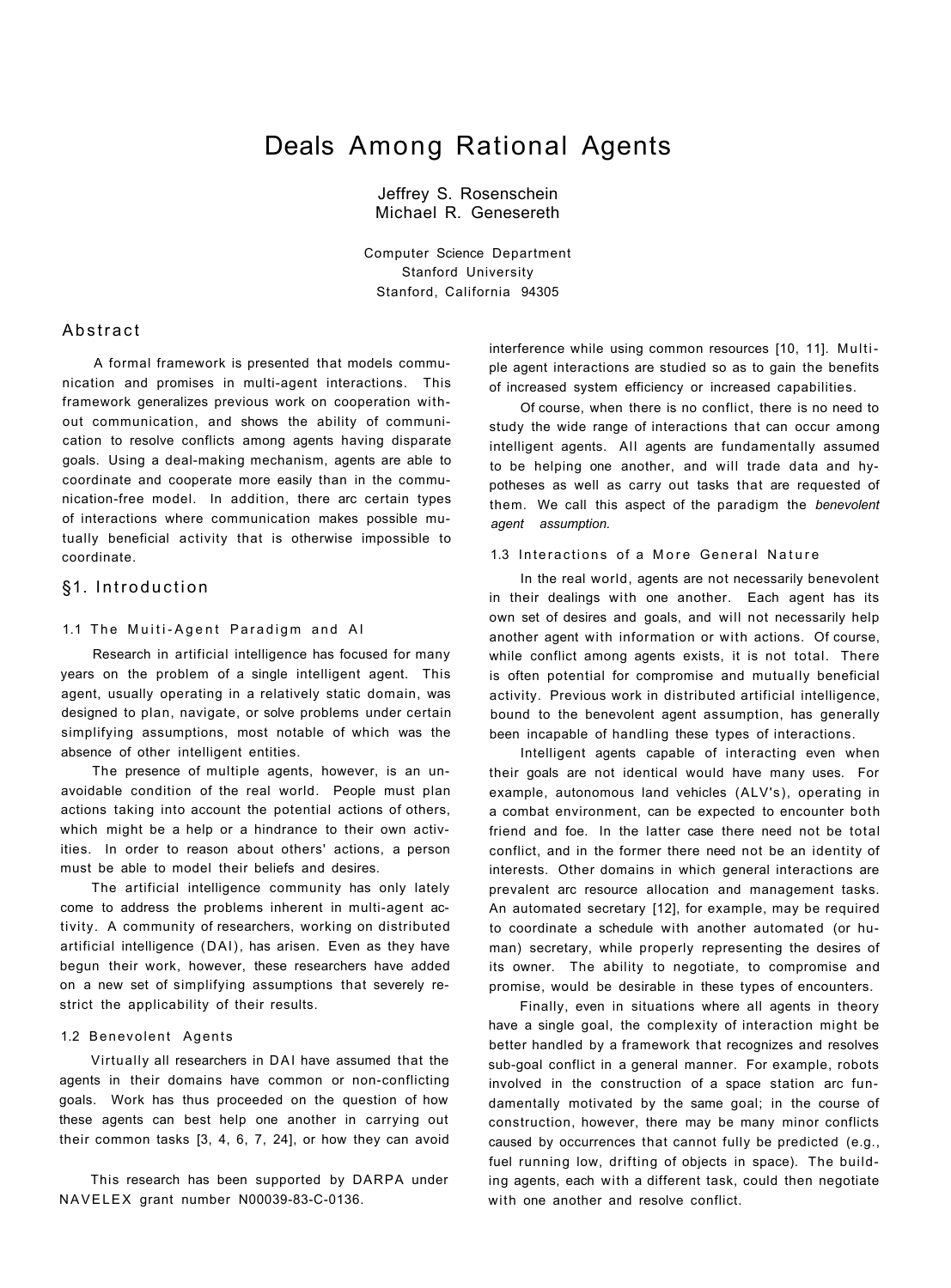# Deals Among Rational Agents

Jeffrey S. Rosenschein
Michael R. Genesereth

Computer Science Department
Stanford University
Stanford, California 94305

## Abstract

A formal framework is presented that models communication and promises in multi-agent interactions. This framework generalizes previous work on cooperation without communication, and shows the ability of communication to resolve conflicts among agents having disparate goals. Using a deal-making mechanism, agents are able to coordinate and cooperate more easily than in the communication-free model. In addition, there arc certain types of interactions where communication makes possible mutually beneficial activity that is otherwise impossible to coordinate.

## §1. Introduction

### 1.1 The Muiti-Agent Paradigm and AI

Research in artificial intelligence has focused for many years on the problem of a single intelligent agent. This agent, usually operating in a relatively static domain, was designed to plan, navigate, or solve problems under certain simplifying assumptions, most notable of which was the absence of other intelligent entities.

The presence of multiple agents, however, is an unavoidable condition of the real world. People must plan actions taking into account the potential actions of others, which might be a help or a hindrance to their own activities. In order to reason about others' actions, a person must be able to model their beliefs and desires.

The artificial intelligence community has only lately come to address the problems inherent in multi-agent activity. A community of researchers, working on distributed artificial intelligence (DAI), has arisen. Even as they have begun their work, however, these researchers have added on a new set of simplifying assumptions that severely restrict the applicability of their results.

### 1.2 Benevolent Agents

Virtually all researchers in DAI have assumed that the agents in their domains have common or non-conflicting goals. Work has thus proceeded on the question of how these agents can best help one another in carrying out their common tasks [3, 4, 6, 7, 24], or how they can avoid interference while using common resources [10, 11]. Multiple agent interactions are studied so as to gain the benefits of increased system efficiency or increased capabilities.

Of course, when there is no conflict, there is no need to study the wide range of interactions that can occur among intelligent agents. All agents are fundamentally assumed to be helping one another, and will trade data and hypotheses as well as carry out tasks that are requested of them. We call this aspect of the paradigm the *benevolent agent assumption.*

### 1.3 Interactions of a More General Nature

In the real world, agents are not necessarily benevolent in their dealings with one another. Each agent has its own set of desires and goals, and will not necessarily help another agent with information or with actions. Of course, while conflict among agents exists, it is not total. There is often potential for compromise and mutually beneficial activity. Previous work in distributed artificial intelligence, bound to the benevolent agent assumption, has generally been incapable of handling these types of interactions.

Intelligent agents capable of interacting even when their goals are not identical would have many uses. For example, autonomous land vehicles (ALV's), operating in a combat environment, can be expected to encounter both friend and foe. In the latter case there need not be total conflict, and in the former there need not be an identity of interests. Other domains in which general interactions are prevalent arc resource allocation and management tasks. An automated secretary [12], for example, may be required to coordinate a schedule with another automated (or human) secretary, while properly representing the desires of its owner. The ability to negotiate, to compromise and promise, would be desirable in these types of encounters.

Finally, even in situations where all agents in theory have a single goal, the complexity of interaction might be better handled by a framework that recognizes and resolves sub-goal conflict in a general manner. For example, robots involved in the construction of a space station arc fundamentally motivated by the same goal; in the course of construction, however, there may be many minor conflicts caused by occurrences that cannot fully be predicted (e.g., fuel running low, drifting of objects in space). The building agents, each with a different task, could then negotiate with one another and resolve conflict.

This research has been supported by DARPA under NAVELEX grant number N00039-83-C-0136.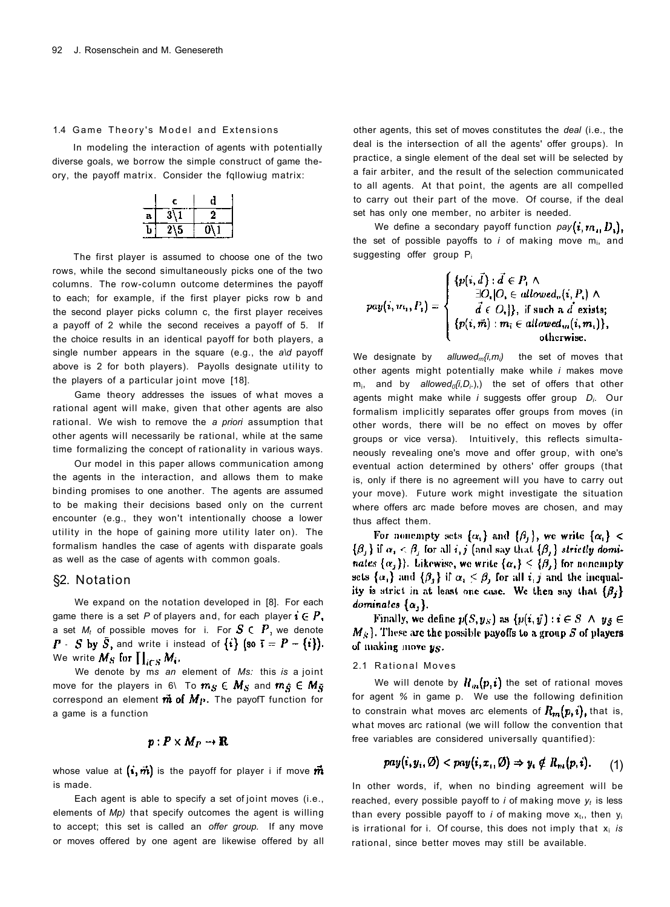### 1.4 Game Theory's Model and Extensions

In modeling the interaction of agents with potentially diverse goals, we borrow the simple construct of game theory, the payoff matrix. Consider the fqllowiug matrix:

| | c | d |
|---|---|---|
| a | 3\1 | 2 |
| b | 2\5 | 0\1 |

The first player is assumed to choose one of the two rows, while the second simultaneously picks one of the two columns. The row-column outcome determines the payoff to each; for example, if the first player picks row b and the second player picks column c, the first player receives a payoff of 2 while the second receives a payoff of 5. If the choice results in an identical payoff for both players, a single number appears in the square (e.g., the *a\d* payoff above is 2 for both players). Payolls designate utility to the players of a particular joint move [18].

Game theory addresses the issues of what moves a rational agent will make, given that other agents are also rational. We wish to remove the *a priori* assumption that other agents will necessarily be rational, while at the same time formalizing the concept of rationality in various ways.

Our model in this paper allows communication among the agents in the interaction, and allows them to make binding promises to one another. The agents are assumed to be making their decisions based only on the current encounter (e.g., they won't intentionally choose a lower utility in the hope of gaining more utility later on). The formalism handles the case of agents with disparate goals as well as the case of agents with common goals.

## §2. Notation

We expand on the notation developed in [8]. For each game there is a set *P* of players and, for each player $i \in P$, a set $M_i$ of possible moves for i. For $S \subset P$, we denote $P - S$ by $\bar{S}$, and write i instead of $\{i\}$ (so $\bar{\imath} = P - \{i\}$). We write $M_S$ for $\prod_{i \in S} M_i$.

We denote by $m_S$ an element of *Ms:* this *is* a joint move for the players in 6\ To $m_S \in M_S$ and $m_{\bar{S}} \in M_{\bar{S}}$ correspond an element $\vec{m}$ of $M_P$. The payofT function for a game is a function

$$p : P \times M_P \rightarrow \mathbb{R}$$

whose value at $(i, \vec{m})$ is the payoff for player i if move $\vec{m}$ is made.

Each agent is able to specify a set of joint moves (i.e., elements of *Mp)* that specify outcomes the agent is willing to accept; this set is called an *offer group.* If any move or moves offered by one agent are likewise offered by all other agents, this set of moves constitutes the *deal* (i.e., the deal is the intersection of all the agents' offer groups). In practice, a single element of the deal set will be selected by a fair arbiter, and the result of the selection communicated to all agents. At that point, the agents are all compelled to carry out their part of the move. Of course, if the deal set has only one member, no arbiter is needed.

We define a secondary payoff function $pay(i, m_i, D_i)$, the set of possible payoffs to *i* of making move $m_i$, and suggesting offer group $P_i$

$$pay(i, m_i, P_i) = \begin{cases} \{p(i, \vec{d}) : \vec{d} \in P_i \wedge \\ \quad \exists O_{\bar{\imath}} | O_{\bar{\imath}} \in allowed_o(i, P_i) \wedge \\ \quad \vec{d} \in O_{\bar{\imath}}|\}, \text{ if such a } \vec{d} \text{ exists;} \\ \{p(i, \vec{m}) : m_{\bar{\imath}} \in allowed_m(i, m_i)\}, \\ \qquad\qquad \text{otherwise.} \end{cases}$$

We designate by $alluwed_m(i,m_i)$ the set of moves that other agents might potentially make while *i* makes move $m_i$, and by $allowed_o(i,D_i)$ the set of offers that other agents might make while *i* suggests offer group $D_i$. Our formalism implicitly separates offer groups from moves (in other words, there will be no effect on moves by offer groups or vice versa). Intuitively, this reflects simultaneously revealing one's move and offer group, with one's eventual action determined by others' offer groups (that is, only if there is no agreement will you have to carry out your move). Future work might investigate the situation where offers arc made before moves are chosen, and may thus affect them.

For nonempty sets $\{\alpha_i\}$ and $\{\beta_j\}$, we write $\{\alpha_i\} < \{\beta_j\}$ if $\alpha_i < \beta_j$ for all $i, j$ (and say that $\{\beta_j\}$ *strictly dominates* $\{\alpha_j\}$). Likewise, we write $\{\alpha_i\} \leq \{\beta_j\}$ for nonempty sets $\{\alpha_i\}$ and $\{\beta_j\}$ if $\alpha_i \leq \beta_j$ for all $i, j$ and the inequality is strict in at least one case. We then say that $\{\beta_j\}$ *dominates* $\{\alpha_j\}$.

Finally, we define $p(S, y_S)$ as $\{p(i, \vec{y}) : i \in S \wedge y_{\bar{S}} \in M_{\bar{S}}\}$. These are the possible payoffs to a group *S* of players of making move $y_S$.

### 2.1 Rational Moves

We will denote by $R_m(p, i)$ the set of rational moves for agent % in game p. We use the following definition to constrain what moves arc elements of $R_m(p, i)$, that is, what moves arc rational (we will follow the convention that free variables are considered universally quantified):

$$pay(i, y_i, \emptyset) < pay(i, x_i, \emptyset) \Rightarrow y_i \notin R_m(p, i). \qquad (1)$$

In other words, if, when no binding agreement will be reached, every possible payoff to *i* of making move $y_i$ is less than every possible payoff to *i* of making move $x_i$, then $y_i$ is irrational for i. Of course, this does not imply that $x_i$ *is* rational, since better moves may still be available.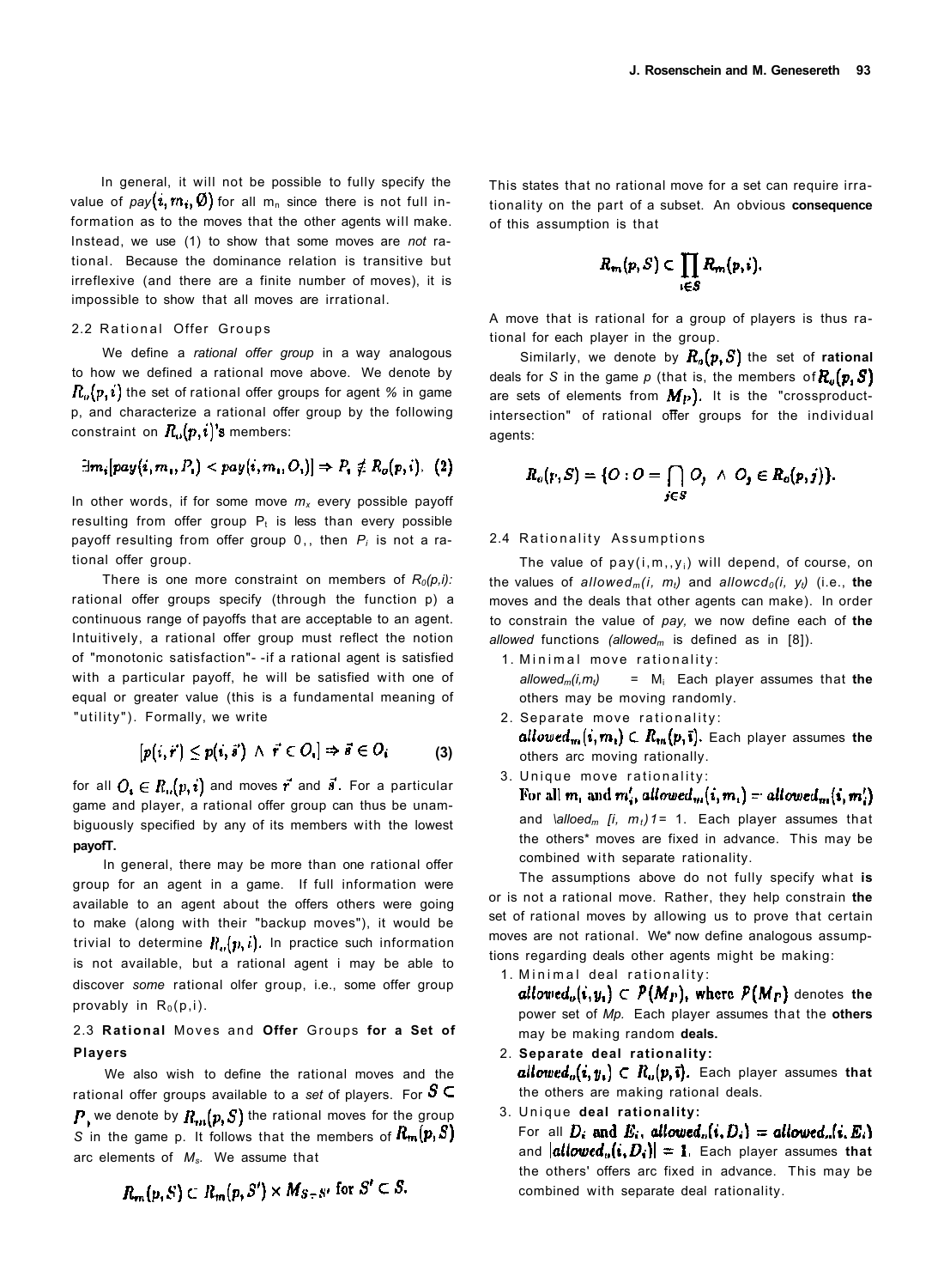In general, it will not be possible to fully specify the value of $pay(i, m_i, \emptyset)$ for all $m_n$ since there is not full information as to the moves that the other agents will make. Instead, we use (1) to show that some moves are *not* rational. Because the dominance relation is transitive but irreflexive (and there are a finite number of moves), it is impossible to show that all moves are irrational.

### 2.2 Rational Offer Groups

We define a *rational offer group* in a way analogous to how we defined a rational move above. We denote by $R_o(p, i)$ the set of rational offer groups for agent % in game p, and characterize a rational offer group by the following constraint on $R_o(p, i)$'s members:

$$\exists m_i[pay(i, m_i, P_i) < pay(i, m_i, O_i)] \Rightarrow P_i \notin R_o(p, i). \quad (2)$$

In other words, if for some move $m_x$ every possible payoff resulting from offer group $P_t$ is less than every possible payoff resulting from offer group 0,, then $P_i$ is not a rational offer group.

There is one more constraint on members of $R_0(p,i)$: rational offer groups specify (through the function p) a continuous range of payoffs that are acceptable to an agent. Intuitively, a rational offer group must reflect the notion of "monotonic satisfaction"- -if a rational agent is satisfied with a particular payoff, he will be satisfied with one of equal or greater value (this is a fundamental meaning of "utility"). Formally, we write

$$[p(i, \vec{r}) \leq p(i, \vec{s}) \ \wedge \ \vec{r} \in O_i] \Rightarrow \vec{s} \in O_i \quad (3)$$

for all $O_i \in R_o(p, i)$ and moves $\vec{r}$ and $\vec{s}$. For a particular game and player, a rational offer group can thus be unambiguously specified by any of its members with the lowest **payofT.**

In general, there may be more than one rational offer group for an agent in a game. If full information were available to an agent about the offers others were going to make (along with their "backup moves"), it would be trivial to determine $R_o(p, i)$. In practice such information is not available, but a rational agent i may be able to discover *some* rational olfer group, i.e., some offer group provably in $R_0(p,i)$.

### 2.3 Rational Moves and Offer Groups for a Set of Players

We also wish to define the rational moves and the rational offer groups available to a *set* of players. For $S \subset P$, we denote by $R_m(p, S)$ the rational moves for the group $S$ in the game p. It follows that the members of $R_m(p, S)$ arc elements of $M_s$. We assume that

$$R_m(p, S) \subset R_m(p, S') \times M_{S-S'} \text{ for } S' \subset S.$$

This states that no rational move for a set can require irrationality on the part of a subset. An obvious **consequence** of this assumption is that

$$R_m(p, S) \subset \prod_{i \in S} R_m(p, i).$$

A move that is rational for a group of players is thus rational for each player in the group.

Similarly, we denote by $R_o(p, S)$ the set of **rational** deals for *S* in the game *p* (that is, the members of $R_o(p, S)$ are sets of elements from $M_P$). It is the "crossproduct-intersection" of rational offer groups for the individual agents:

$$R_o(p, S) = \{O : O = \bigcap_{j \in S} O_j \ \wedge \ O_j \in R_o(p, j)\}.$$

### 2.4 Rationality Assumptions

The value of pay(i,m,,$y_i$) will depend, of course, on the values of $allowed_m(i, m_i)$ and $allowed_o(i, y_i)$ (i.e., **the** moves and the deals that other agents can make). In order to constrain the value of *pay,* we now define each of **the** *allowed* functions *($allowed_m$* is defined as in [8]).

1. Minimal move rationality:
   $allowed_m(i,m_i)$ = $M_i$ Each player assumes that **the** others may be moving randomly.
2. Separate move rationality:
   $allowed_m(i, m_i) \subset R_m(p, \bar{i})$. Each player assumes **the** others arc moving rationally.
3. Unique move rationality:
   For all $m_i$ and $m_i'$, $allowed_m(i, m_i) = allowed_m(i, m_i')$ and $|allowed_m(i, m_i)| = 1$. Each player assumes that the others* moves are fixed in advance. This may be combined with separate rationality.

The assumptions above do not fully specify what **is** or is not a rational move. Rather, they help constrain **the** set of rational moves by allowing us to prove that certain moves are not rational. We* now define analogous assumptions regarding deals other agents might be making:

1. Minimal deal rationality:
   $allowed_o(i, y_i) \subset \mathcal{P}(M_P)$, where $\mathcal{P}(M_P)$ denotes **the** power set of *Mp.* Each player assumes that the **others** may be making random **deals.**
2. **Separate deal rationality:**
   $allowed_o(i, y_i) \subset R_o(p, \bar{i})$. Each player assumes **that** the others are making rational deals.
3. Unique **deal rationality:**
   For all $D_i$ and $E_i$, $allowed_o(i, D_i) = allowed_o(i, E_i)$ and $|allowed_o(i, D_i)| = 1$. Each player assumes **that** the others' offers arc fixed in advance. This may be combined with separate deal rationality.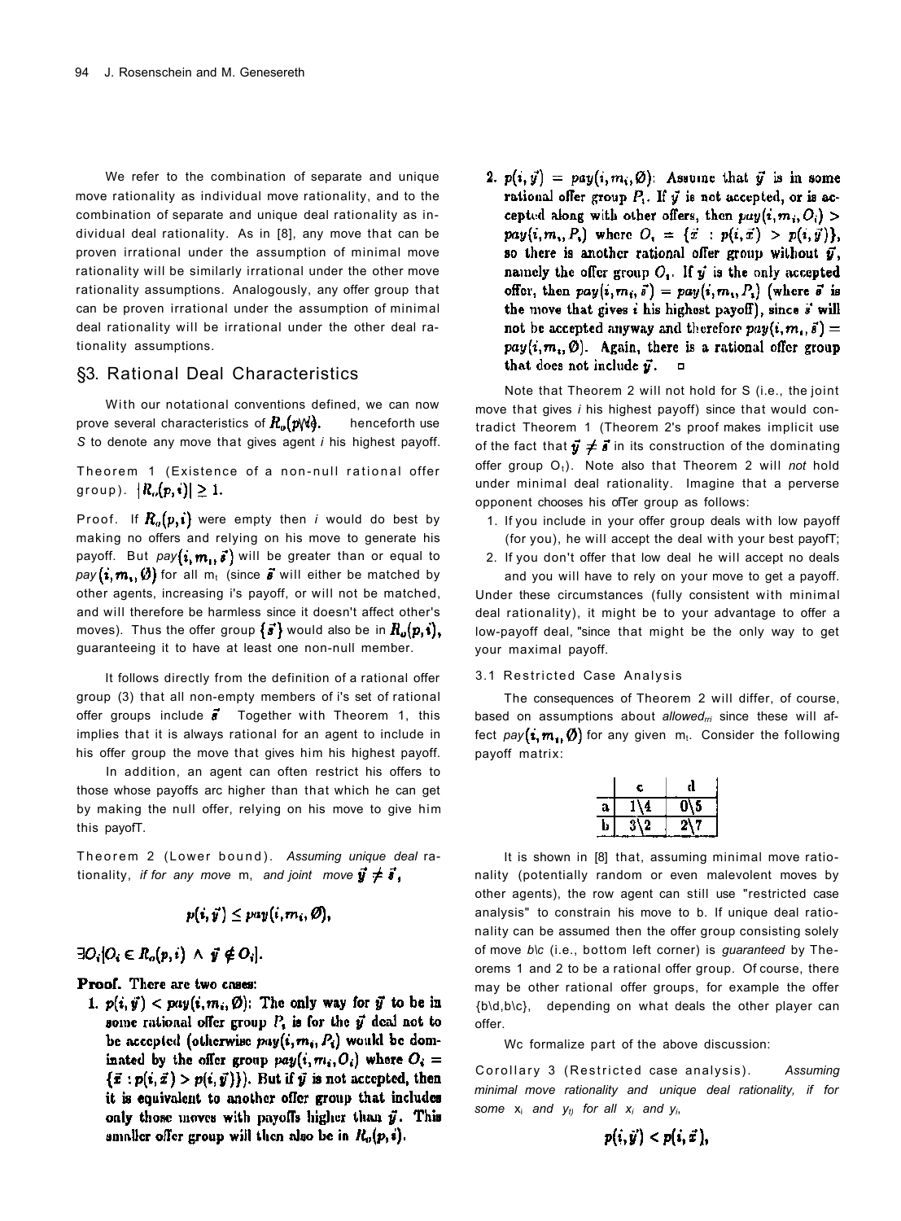We refer to the combination of separate and unique move rationality as individual move rationality, and to the combination of separate and unique deal rationality as individual deal rationality. As in [8], any move that can be proven irrational under the assumption of minimal move rationality will be similarly irrational under the other move rationality assumptions. Analogously, any offer group that can be proven irrational under the assumption of minimal deal rationality will be irrational under the other deal rationality assumptions.

## §3. Rational Deal Characteristics

With our notational conventions defined, we can now prove several characteristics of $R_o(p,i)$. henceforth use $S$ to denote any move that gives agent $i$ his highest payoff.

Theorem 1 (Existence of a non-null rational offer group). $|R_o(p,i)| \geq 1$.

Proof. If $R_o(p,i)$ were empty then $i$ would do best by making no offers and relying on his move to generate his payoff. But $pay(i, m_i, \vec{s})$ will be greater than or equal to $pay(i, m_i, \emptyset)$ for all $m_i$ (since $\vec{s}$ will either be matched by other agents, increasing i's payoff, or will not be matched, and will therefore be harmless since it doesn't affect other's moves). Thus the offer group $\{\vec{s}\}$ would also be in $R_o(p,i)$, guaranteeing it to have at least one non-null member.

It follows directly from the definition of a rational offer group (3) that all non-empty members of i's set of rational offer groups include $\vec{s}$ Together with Theorem 1, this implies that it is always rational for an agent to include in his offer group the move that gives him his highest payoff.

In addition, an agent can often restrict his offers to those whose payoffs arc higher than that which he can get by making the null offer, relying on his move to give him this payofT.

Theorem 2 (Lower bound). *Assuming unique deal* rationality, *if for any move* m, *and joint move* $\vec{y} \neq \vec{s}$,

$$p(i, \vec{y}) \leq pay(i, m_i, \emptyset),$$

$$\exists O_i [O_i \in R_o(p,i) \land \vec{y} \notin O_i].$$

**Proof.** There are two cases:

1. $p(i,\vec{y}) < pay(i, m_i, \emptyset)$: The only way for $\vec{y}$ to be in some rational offer group $P_i$ is for the $\vec{y}$ deal not to be accepted (otherwise $pay(i, m_i, P_i)$ would be dominated by the offer group $pay(i, m_i, O_i)$ where $O_i = \{\vec{x} : p(i,\vec{x}) > p(i,\vec{y})\}$). But if $\vec{y}$ is not accepted, then it is equivalent to another offer group that includes only those moves with payoffs higher than $\vec{y}$. This smaller offer group will then also be in $R_o(p,i)$.
2. $p(i,\vec{y}) = pay(i, m_i, \emptyset)$: Assume that $\vec{y}$ is in some rational offer group $P_i$. If $\vec{y}$ is not accepted, or is accepted along with other offers, then $pay(i, m_i, O_i) > pay(i, m_i, P_i)$ where $O_i = \{\vec{x} : p(i,\vec{x}) > p(i,\vec{y})\}$, so there is another rational offer group without $\vec{y}$, namely the offer group $O_i$. If $\vec{y}$ is the only accepted offer, then $pay(i, m_i, \vec{s}) = pay(i, m_i, P_i)$ (where $\vec{s}$ is the move that gives $i$ his highest payoff), since $\vec{s}$ will not be accepted anyway and therefore $pay(i, m_i, \vec{s}) = pay(i, m_i, \emptyset)$. Again, there is a rational offer group that does not include $\vec{y}$. □

Note that Theorem 2 will not hold for S (i.e., the joint move that gives $i$ his highest payoff) since that would contradict Theorem 1 (Theorem 2's proof makes implicit use of the fact that $\vec{y} \neq \vec{s}$ in its construction of the dominating offer group $O_1$). Note also that Theorem 2 will *not* hold under minimal deal rationality. Imagine that a perverse opponent chooses his offer group as follows:

1. If you include in your offer group deals with low payoff (for you), he will accept the deal with your best payofT;
2. If you don't offer that low deal he will accept no deals and you will have to rely on your move to get a payoff.

Under these circumstances (fully consistent with minimal deal rationality), it might be to your advantage to offer a low-payoff deal, "since that might be the only way to get your maximal payoff.

### 3.1 Restricted Case Analysis

The consequences of Theorem 2 will differ, of course, based on assumptions about *allowed$_{mi}$* since these will affect $pay(i, m_i, \emptyset)$ for any given $m_i$. Consider the following payoff matrix:

| | c | d |
|---|---|---|
| a | 1\4 | 0\5 |
| b | 3\2 | 2\7 |

It is shown in [8] that, assuming minimal move rationality (potentially random or even malevolent moves by other agents), the row agent can still use "restricted case analysis" to constrain his move to b. If unique deal rationality can be assumed then the offer group consisting solely of move *b\c* (i.e., bottom left corner) is *guaranteed* by Theorems 1 and 2 to be a rational offer group. Of course, there may be other rational offer groups, for example the offer {b\d,b\c}, depending on what deals the other player can offer.

Wc formalize part of the above discussion:

Corollary 3 (Restricted case analysis). *Assuming minimal move rationality and unique deal rationality, if for some* $x_i$ *and* $y_{ij}$ *for all* $x_i$ *and* $y_i$,

$$p(i, \vec{y}) < p(i, \vec{x}),$$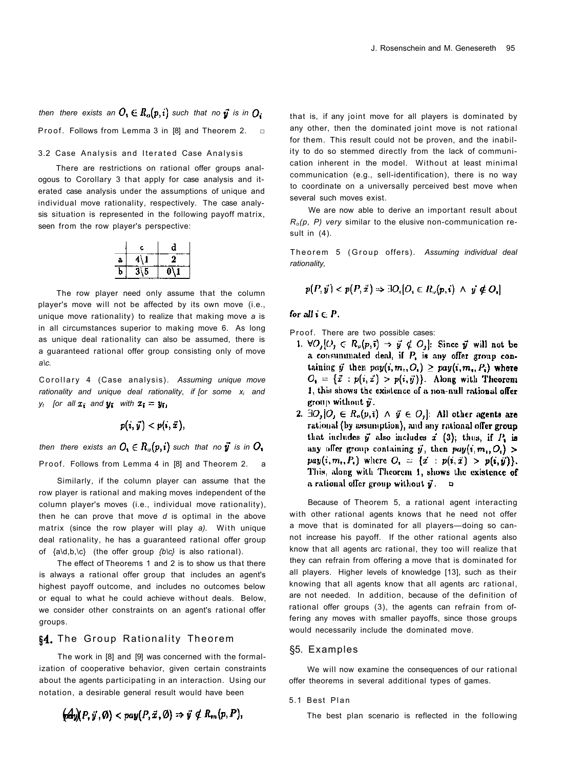then there exists an $O_i \in R_o(p,i)$ such that no $\vec{y}$ is in $O_i$

Proof. Follows from Lemma 3 in [8] and Theorem 2. □

### 3.2 Case Analysis and Iterated Case Analysis

There are restrictions on rational offer groups analogous to Corollary 3 that apply for case analysis and iterated case analysis under the assumptions of unique and individual move rationality, respectively. The case analysis situation is represented in the following payoff matrix, seen from the row player's perspective:

| | c | d |
|---|---|---|
| a | 4\1 | 2 |
| b | 3\5 | 0\1 |

The row player need only assume that the column player's move will not be affected by its own move (i.e., unique move rationality) to realize that making move *a* is in all circumstances superior to making move 6. As long as unique deal rationality can also be assumed, there is a guaranteed rational offer group consisting only of move *a\c*.

Corollary 4 (Case analysis). *Assuming unique move rationality and unique deal rationality, if [or some $x_i$ and $y_i$ [or all $x_{\bar{i}}$ and $y_{\bar{i}}$ with $x_{\bar{i}} = y_{\bar{i}}$,*

$$p(i,\vec{y}) < p(i,\vec{x}),$$

*then there exists an $O_i \in R_o(p,i)$ such that no $\vec{y}$ is in $O_i$*

Proof. Follows from Lemma 4 in [8] and Theorem 2. a

Similarly, if the column player can assume that the row player is rational and making moves independent of the column player's moves (i.e., individual move rationality), then he can prove that move *d* is optimal in the above matrix (since the row player will play *a).* With unique deal rationality, he has a guaranteed rational offer group of {a\d,b,\c} (the offer group *{b\c}* is also rational).

The effect of Theorems 1 and 2 is to show us that there is always a rational offer group that includes an agent's highest payoff outcome, and includes no outcomes below or equal to what he could achieve without deals. Below, we consider other constraints on an agent's rational offer groups.

## §4. The Group Rationality Theorem

The work in [8] and [9] was concerned with the formalization of cooperative behavior, given certain constraints about the agents participating in an interaction. Using our notation, a desirable general result would have been

$$pay(P,\vec{y},\emptyset) < pay(P,\vec{x},\emptyset) \Rightarrow \vec{y} \notin R_m(p,P), \quad (4)$$

that is, if any joint move for all players is dominated by any other, then the dominated joint move is not rational for them. This result could not be proven, and the inability to do so stemmed directly from the lack of communication inherent in the model. Without at least minimal communication (e.g., sell-identification), there is no way to coordinate on a universally perceived best move when several such moves exist.

We are now able to derive an important result about $R_o(p, P)$ *very* similar to the elusive non-communication result in (4).

Theorem 5 (Group offers). *Assuming individual deal rationality,*

$$p(P,\vec{y}) < p(P,\vec{x}) \Rightarrow \exists O_i[O_i \in R_o(p,i) \ \wedge \ \vec{y} \notin O_i]$$

*for all $i \in P$.*

Proof. There are two possible cases:

1. $\forall O_j[O_j \in R_o(p,\bar{i}) \rightarrow \vec{y} \notin O_j]$: Since $\vec{y}$ will not be a consummated deal, if $P_i$ is any offer group containing $\vec{y}$ then $pay(i,m_i,O_i) \geq pay(i,m_i,P_i)$ where $O_i = \{\vec{x} : p(i,\vec{x}) > p(i,\vec{y})\}$. Along with Theorem 1, this shows the existence of a non-null rational offer group without $\vec{y}$.
2. $\exists O_j[O_j \in R_o(p,\bar{i}) \ \wedge \ \vec{y} \in O_j]$: All other agents are rational (by assumption), and any rational offer group that includes $\vec{y}$ also includes $\vec{x}$ (3); thus, if $P_i$ is any offer group containing $\vec{y}$, then $pay(i,m_i,O_i) > pay(i,m_i,P_i)$ where $O_i = \{\vec{x} : p(i,\vec{x}) > p(i,\vec{y})\}$. This, along with Theorem 1, shows the existence of a rational offer group without $\vec{y}$. □

Because of Theorem 5, a rational agent interacting with other rational agents knows that he need not offer a move that is dominated for all players—doing so cannot increase his payoff. If the other rational agents also know that all agents arc rational, they too will realize that they can refrain from offering a move that is dominated for all players. Higher levels of knowledge [13], such as their knowing that all agents know that all agents arc rational, are not needed. In addition, because of the definition of rational offer groups (3), the agents can refrain from offering any moves with smaller payoffs, since those groups would necessarily include the dominated move.

## §5. Examples

We will now examine the consequences of our rational offer theorems in several additional types of games.

### 5.1 Best Plan

The best plan scenario is reflected in the following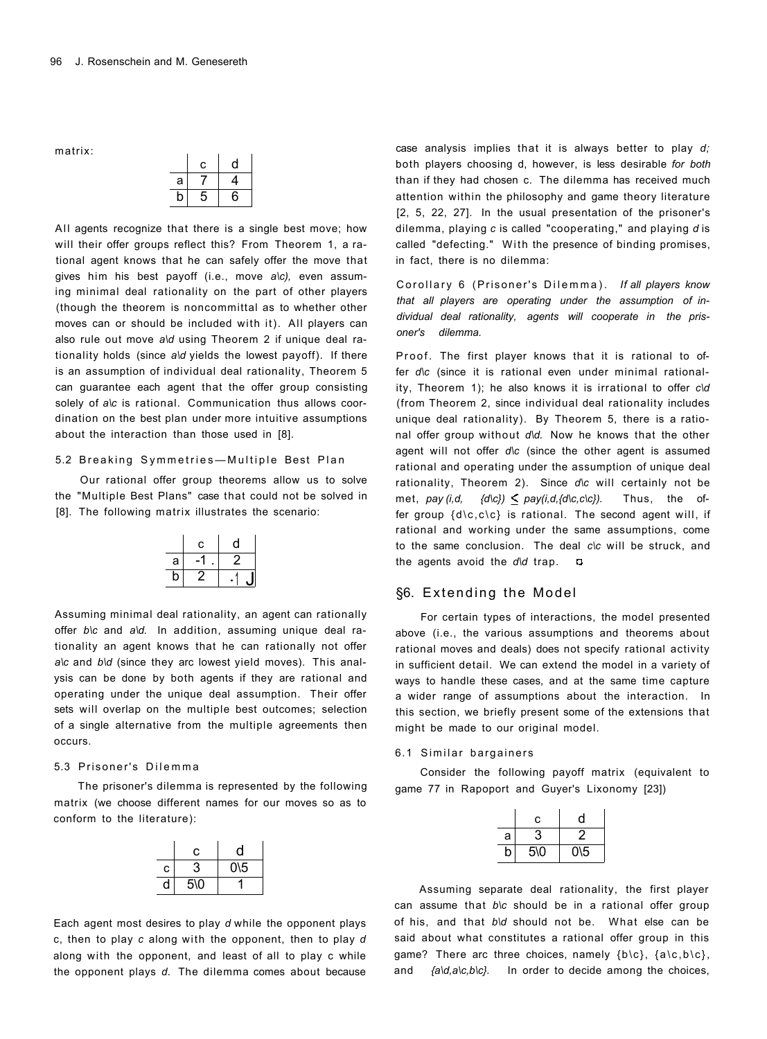matrix:

| | c | d |
|---|---|---|
| a | 7 | 4 |
| b | 5 | 6 |

All agents recognize that there is a single best move; how will their offer groups reflect this? From Theorem 1, a rational agent knows that he can safely offer the move that gives him his best payoff (i.e., move *a\c),* even assuming minimal deal rationality on the part of other players (though the theorem is noncommittal as to whether other moves can or should be included with it). All players can also rule out move *a\d* using Theorem 2 if unique deal rationality holds (since *a\d* yields the lowest payoff). If there is an assumption of individual deal rationality, Theorem 5 can guarantee each agent that the offer group consisting solely of a\c is rational. Communication thus allows coordination on the best plan under more intuitive assumptions about the interaction than those used in [8].

### 5.2 Breaking Symmetries—Multiple Best Plan

Our rational offer group theorems allow us to solve the "Multiple Best Plans" case that could not be solved in [8]. The following matrix illustrates the scenario:

| | c | d |
|---|---|---|
| a | -1 . | 2 |
| b | 2 | .1 J |

Assuming minimal deal rationality, an agent can rationally offer *b\c* and *a\d.* In addition, assuming unique deal rationality an agent knows that he can rationally not offer *a\c* and *b\d* (since they arc lowest yield moves). This analysis can be done by both agents if they are rational and operating under the unique deal assumption. Their offer sets will overlap on the multiple best outcomes; selection of a single alternative from the multiple agreements then occurs.

### 5.3 Prisoner's Dilemma

The prisoner's dilemma is represented by the following matrix (we choose different names for our moves so as to conform to the literature):

| | c | d |
|---|---|---|
| c | 3 | 0\5 |
| d | 5\0 | 1 |

Each agent most desires to play *d* while the opponent plays c, then to play *c* along with the opponent, then to play *d* along with the opponent, and least of all to play c while the opponent plays *d.* The dilemma comes about because case analysis implies that it is always better to play *d;* both players choosing d, however, is less desirable *for both* than if they had chosen c. The dilemma has received much attention within the philosophy and game theory literature [2, 5, 22, 27]. In the usual presentation of the prisoner's dilemma, playing *c* is called "cooperating," and playing *d* is called "defecting." With the presence of binding promises, in fact, there is no dilemma:

Corollary 6 (Prisoner's Dilemma). *If all players know that all players are operating under the assumption of individual deal rationality, agents will cooperate in the prisoner's dilemma.*

Proof. The first player knows that it is rational to offer *d\c* (since it is rational even under minimal rationality, Theorem 1); he also knows it is irrational to offer *c\d* (from Theorem 2, since individual deal rationality includes unique deal rationality). By Theorem 5, there is a rational offer group without *d\d.* Now he knows that the other agent will not offer *d\c* (since the other agent is assumed rational and operating under the assumption of unique deal rationality, Theorem 2). Since *d\c* will certainly not be met, $pay(i, d, \{d\backslash c\}) \leq pay(i, d, \{d\backslash c, c\backslash c\})$. Thus, the offer group {d\c, c\c} is rational. The second agent will, if rational and working under the same assumptions, come to the same conclusion. The deal *c\c* will be struck, and the agents avoid the *d\d* trap. □

## §6. Extending the Model

For certain types of interactions, the model presented above (i.e., the various assumptions and theorems about rational moves and deals) does not specify rational activity in sufficient detail. We can extend the model in a variety of ways to handle these cases, and at the same time capture a wider range of assumptions about the interaction. In this section, we briefly present some of the extensions that might be made to our original model.

### 6.1 Similar bargainers

Consider the following payoff matrix (equivalent to game 77 in Rapoport and Guyer's Lixonomy [23])

| | c | d |
|---|---|---|
| a | 3 | 2 |
| b | 5\0 | 0\5 |

Assuming separate deal rationality, the first player can assume that *b\c* should be in a rational offer group of his, and that *b\d* should not be. What else can be said about what constitutes a rational offer group in this game? There arc three choices, namely {b\c}, {a\c, b\c}, and *{a\d, a\c, b\c}.* In order to decide among the choices,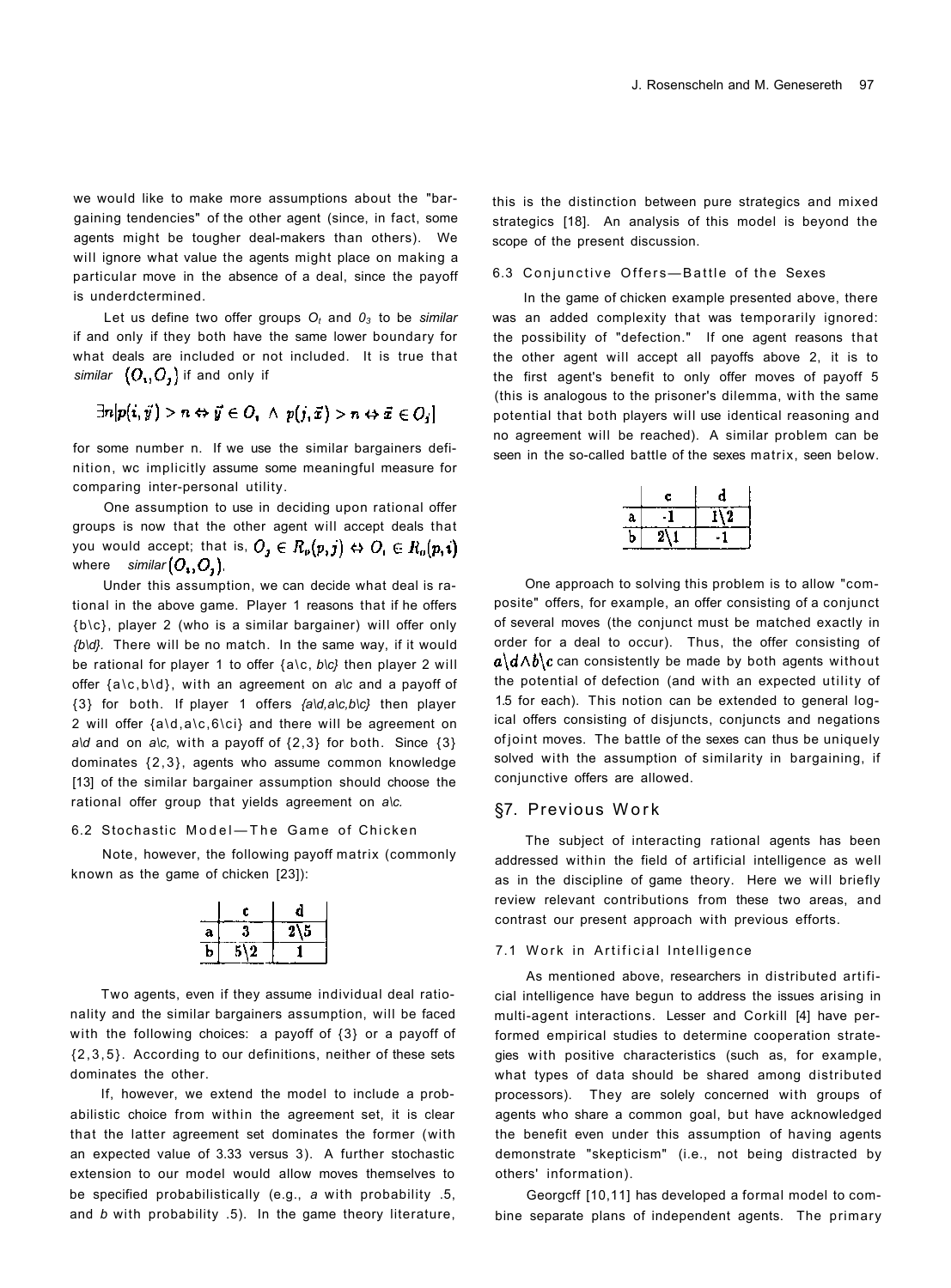we would like to make more assumptions about the "bargaining tendencies" of the other agent (since, in fact, some agents might be tougher deal-makers than others). We will ignore what value the agents might place on making a particular move in the absence of a deal, since the payoff is underdctermined.

Let us define two offer groups $O_i$ and $O_j$ to be *similar* if and only if they both have the same lower boundary for what deals are included or not included. It is true that *similar* $(O_i, O_j)$ if and only if

$$\exists n [p(i, \vec{y}) > n \leftrightarrow \vec{y} \in O_i \ \wedge \ p(j, \vec{x}) > n \leftrightarrow \vec{x} \in O_j]$$

for some number n. If we use the similar bargainers definition, wc implicitly assume some meaningful measure for comparing inter-personal utility.

One assumption to use in deciding upon rational offer groups is now that the other agent will accept deals that you would accept; that is, $O_j \in R_o(p, j) \leftrightarrow O_i \in R_o(p, i)$ where *similar* $(O_i, O_j)$.

Under this assumption, we can decide what deal is rational in the above game. Player 1 reasons that if he offers {b\c}, player 2 (who is a similar bargainer) will offer only *{b\d}*. There will be no match. In the same way, if it would be rational for player 1 to offer {a\c, *b\c}* then player 2 will offer {a\c,b\d}, with an agreement on *a\c* and a payoff of {3} for both. If player 1 offers *{a\d,a\c,b\c}* then player 2 will offer {a\d,a\c,6\ci} and there will be agreement on *a\d* and on *a\c,* with a payoff of {2,3} for both. Since {3} dominates {2,3}, agents who assume common knowledge [13] of the similar bargainer assumption should choose the rational offer group that yields agreement on *a\c.*

### 6.2 Stochastic Model—The Game of Chicken

Note, however, the following payoff matrix (commonly known as the game of chicken [23]):

| | c | d |
|---|---|---|
| a | 3 | 2\5 |
| b | 5\2 | 1 |

Two agents, even if they assume individual deal rationality and the similar bargainers assumption, will be faced with the following choices: a payoff of {3} or a payoff of {2,3,5}. According to our definitions, neither of these sets dominates the other.

If, however, we extend the model to include a probabilistic choice from within the agreement set, it is clear that the latter agreement set dominates the former (with an expected value of 3.33 versus 3). A further stochastic extension to our model would allow moves themselves to be specified probabilistically (e.g., *a* with probability .5, and *b* with probability .5). In the game theory literature, this is the distinction between pure strategics and mixed strategics [18]. An analysis of this model is beyond the scope of the present discussion.

### 6.3 Conjunctive Offers—Battle of the Sexes

In the game of chicken example presented above, there was an added complexity that was temporarily ignored: the possibility of "defection." If one agent reasons that the other agent will accept all payoffs above 2, it is to the first agent's benefit to only offer moves of payoff 5 (this is analogous to the prisoner's dilemma, with the same potential that both players will use identical reasoning and no agreement will be reached). A similar problem can be seen in the so-called battle of the sexes matrix, seen below.

| | c | d |
|---|---|---|
| a | -1 | 1\2 |
| b | 2\1 | -1 |

One approach to solving this problem is to allow "composite" offers, for example, an offer consisting of a conjunct of several moves (the conjunct must be matched exactly in order for a deal to occur). Thus, the offer consisting of $a\backslash d \wedge b\backslash c$ can consistently be made by both agents without the potential of defection (and with an expected utility of 1.5 for each). This notion can be extended to general logical offers consisting of disjuncts, conjuncts and negations ofjoint moves. The battle of the sexes can thus be uniquely solved with the assumption of similarity in bargaining, if conjunctive offers are allowed.

## §7. Previous Work

The subject of interacting rational agents has been addressed within the field of artificial intelligence as well as in the discipline of game theory. Here we will briefly review relevant contributions from these two areas, and contrast our present approach with previous efforts.

### 7.1 Work in Artificial Intelligence

As mentioned above, researchers in distributed artificial intelligence have begun to address the issues arising in multi-agent interactions. Lesser and Corkill [4] have performed empirical studies to determine cooperation strategies with positive characteristics (such as, for example, what types of data should be shared among distributed processors). They are solely concerned with groups of agents who share a common goal, but have acknowledged the benefit even under this assumption of having agents demonstrate "skepticism" (i.e., not being distracted by others' information).

Georgcff [10,11] has developed a formal model to combine separate plans of independent agents. The primary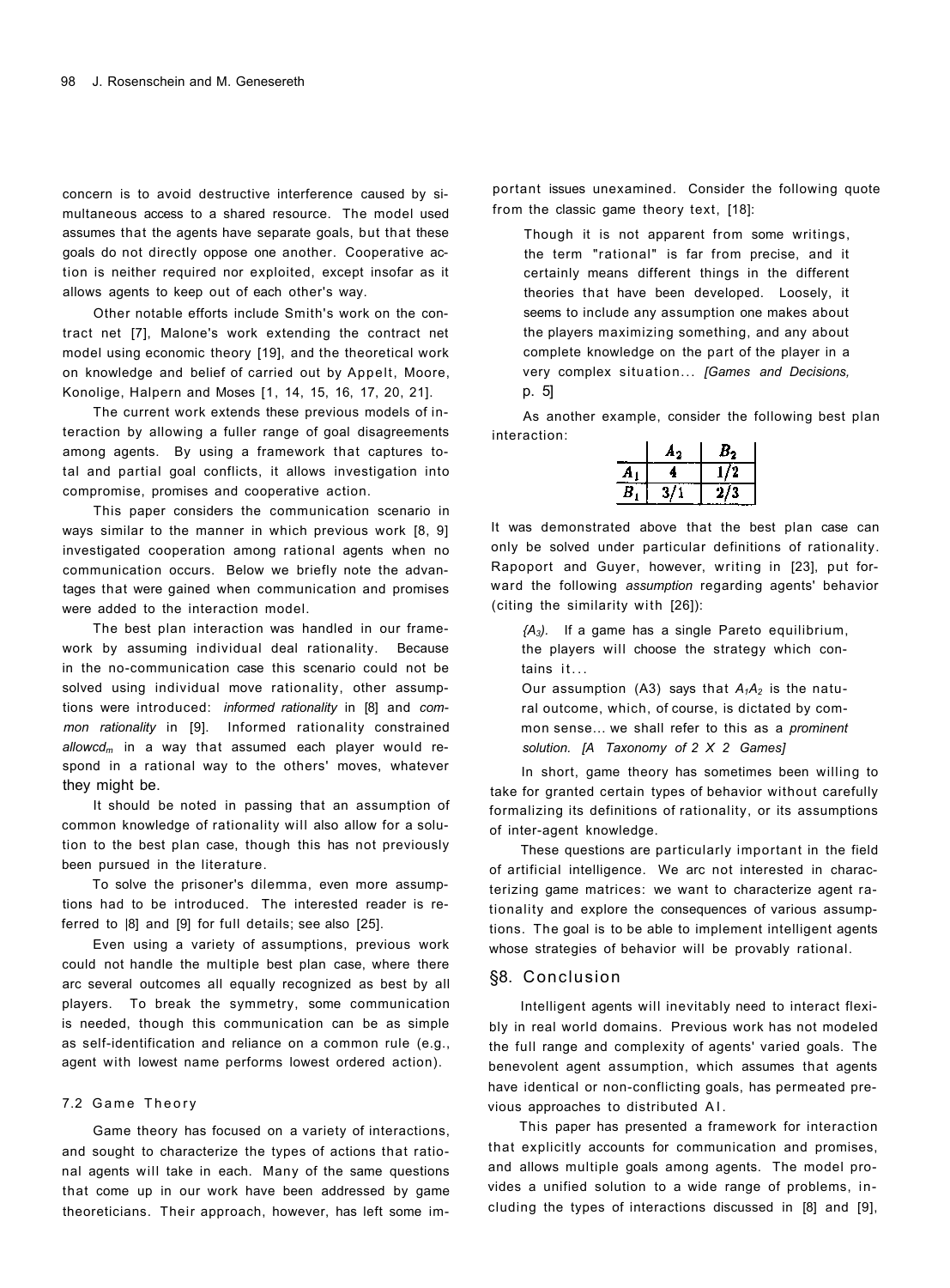concern is to avoid destructive interference caused by simultaneous access to a shared resource. The model used assumes that the agents have separate goals, but that these goals do not directly oppose one another. Cooperative action is neither required nor exploited, except insofar as it allows agents to keep out of each other's way.

Other notable efforts include Smith's work on the contract net [7], Malone's work extending the contract net model using economic theory [19], and the theoretical work on knowledge and belief of carried out by Appelt, Moore, Konolige, Halpern and Moses [1, 14, 15, 16, 17, 20, 21].

The current work extends these previous models of interaction by allowing a fuller range of goal disagreements among agents. By using a framework that captures total and partial goal conflicts, it allows investigation into compromise, promises and cooperative action.

This paper considers the communication scenario in ways similar to the manner in which previous work [8, 9] investigated cooperation among rational agents when no communication occurs. Below we briefly note the advantages that were gained when communication and promises were added to the interaction model.

The best plan interaction was handled in our framework by assuming individual deal rationality. Because in the no-communication case this scenario could not be solved using individual move rationality, other assumptions were introduced: *informed rationality* in [8] and *common rationality* in [9]. Informed rationality constrained $allowcd_m$ in a way that assumed each player would respond in a rational way to the others' moves, whatever they might be.

It should be noted in passing that an assumption of common knowledge of rationality will also allow for a solution to the best plan case, though this has not previously been pursued in the literature.

To solve the prisoner's dilemma, even more assumptions had to be introduced. The interested reader is referred to [8] and [9] for full details; see also [25].

Even using a variety of assumptions, previous work could not handle the multiple best plan case, where there arc several outcomes all equally recognized as best by all players. To break the symmetry, some communication is needed, though this communication can be as simple as self-identification and reliance on a common rule (e.g., agent with lowest name performs lowest ordered action).

### 7.2 Game Theory

Game theory has focused on a variety of interactions, and sought to characterize the types of actions that rational agents will take in each. Many of the same questions that come up in our work have been addressed by game theoreticians. Their approach, however, has left some important issues unexamined. Consider the following quote from the classic game theory text, [18]:

> Though it is not apparent from some writings, the term "rational" is far from precise, and it certainly means different things in the different theories that have been developed. Loosely, it seems to include any assumption one makes about the players maximizing something, and any about complete knowledge on the part of the player in a very complex situation... *[Games and Decisions,* p. 5]

As another example, consider the following best plan interaction:

| | $A_2$ | $B_2$ |
|---|---|---|
| $A_1$ | 4 | 1/2 |
| $B_1$ | 3/1 | 2/3 |

It was demonstrated above that the best plan case can only be solved under particular definitions of rationality. Rapoport and Guyer, however, writing in [23], put forward the following *assumption* regarding agents' behavior (citing the similarity with [26]):

> *(A3).* If a game has a single Pareto equilibrium, the players will choose the strategy which contains it...
>
> Our assumption (A3) says that $A_1A_2$ is the natural outcome, which, of course, is dictated by common sense... we shall refer to this as a *prominent solution. [A Taxonomy of 2 X 2 Games]*

In short, game theory has sometimes been willing to take for granted certain types of behavior without carefully formalizing its definitions of rationality, or its assumptions of inter-agent knowledge.

These questions are particularly important in the field of artificial intelligence. We arc not interested in characterizing game matrices: we want to characterize agent rationality and explore the consequences of various assumptions. The goal is to be able to implement intelligent agents whose strategies of behavior will be provably rational.

## §8. Conclusion

Intelligent agents will inevitably need to interact flexibly in real world domains. Previous work has not modeled the full range and complexity of agents' varied goals. The benevolent agent assumption, which assumes that agents have identical or non-conflicting goals, has permeated previous approaches to distributed AI.

This paper has presented a framework for interaction that explicitly accounts for communication and promises, and allows multiple goals among agents. The model provides a unified solution to a wide range of problems, including the types of interactions discussed in [8] and [9],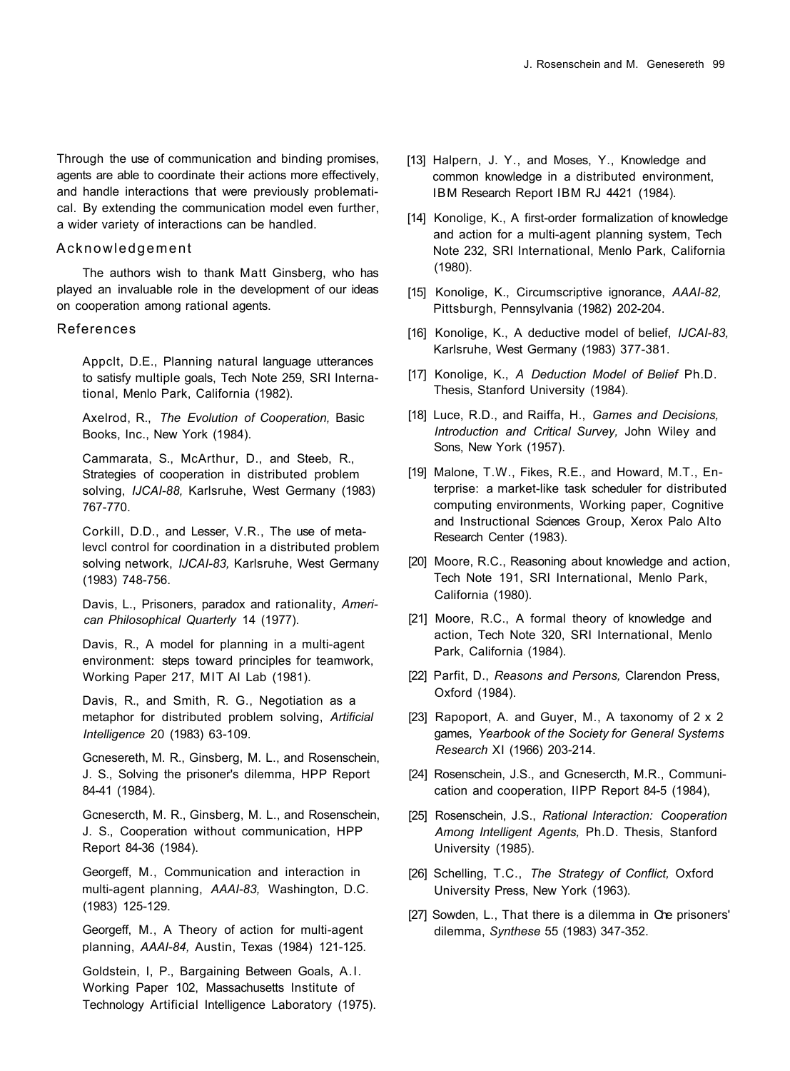Through the use of communication and binding promises, agents are able to coordinate their actions more effectively, and handle interactions that were previously problematical. By extending the communication model even further, a wider variety of interactions can be handled.

## Acknowledgement

The authors wish to thank Matt Ginsberg, who has played an invaluable role in the development of our ideas on cooperation among rational agents.

## References

Appclt, D.E., Planning natural language utterances to satisfy multiple goals, Tech Note 259, SRI International, Menlo Park, California (1982).

Axelrod, R., *The Evolution of Cooperation,* Basic Books, Inc., New York (1984).

Cammarata, S., McArthur, D., and Steeb, R., Strategies of cooperation in distributed problem solving, *IJCAI-88,* Karlsruhe, West Germany (1983) 767-770.

Corkill, D.D., and Lesser, V.R., The use of meta-levcl control for coordination in a distributed problem solving network, *IJCAI-83,* Karlsruhe, West Germany (1983) 748-756.

Davis, L., Prisoners, paradox and rationality, *American Philosophical Quarterly* 14 (1977).

Davis, R., A model for planning in a multi-agent environment: steps toward principles for teamwork, Working Paper 217, MIT AI Lab (1981).

Davis, R., and Smith, R. G., Negotiation as a metaphor for distributed problem solving, *Artificial Intelligence* 20 (1983) 63-109.

Gcnesereth, M. R., Ginsberg, M. L., and Rosenschein, J. S., Solving the prisoner's dilemma, HPP Report 84-41 (1984).

Gcnesercth, M. R., Ginsberg, M. L., and Rosenschein, J. S., Cooperation without communication, HPP Report 84-36 (1984).

Georgeff, M., Communication and interaction in multi-agent planning, *AAAI-83,* Washington, D.C. (1983) 125-129.

Georgeff, M., A Theory of action for multi-agent planning, *AAAI-84,* Austin, Texas (1984) 121-125.

Goldstein, I, P., Bargaining Between Goals, A.I. Working Paper 102, Massachusetts Institute of Technology Artificial Intelligence Laboratory (1975).

[13] Halpern, J. Y., and Moses, Y., Knowledge and common knowledge in a distributed environment, IBM Research Report IBM RJ 4421 (1984).

[14] Konolige, K., A first-order formalization of knowledge and action for a multi-agent planning system, Tech Note 232, SRI International, Menlo Park, California (1980).

[15] Konolige, K., Circumscriptive ignorance, *AAAI-82,* Pittsburgh, Pennsylvania (1982) 202-204.

[16] Konolige, K., A deductive model of belief, *IJCAI-83,* Karlsruhe, West Germany (1983) 377-381.

[17] Konolige, K., *A Deduction Model of Belief* Ph.D. Thesis, Stanford University (1984).

[18] Luce, R.D., and Raiffa, H., *Games and Decisions, Introduction and Critical Survey,* John Wiley and Sons, New York (1957).

[19] Malone, T.W., Fikes, R.E., and Howard, M.T., Enterprise: a market-like task scheduler for distributed computing environments, Working paper, Cognitive and Instructional Sciences Group, Xerox Palo Alto Research Center (1983).

[20] Moore, R.C., Reasoning about knowledge and action, Tech Note 191, SRI International, Menlo Park, California (1980).

[21] Moore, R.C., A formal theory of knowledge and action, Tech Note 320, SRI International, Menlo Park, California (1984).

[22] Parfit, D., *Reasons and Persons,* Clarendon Press, Oxford (1984).

[23] Rapoport, A. and Guyer, M., A taxonomy of 2 x 2 games, *Yearbook of the Society for General Systems Research* XI (1966) 203-214.

[24] Rosenschein, J.S., and Gcnesercth, M.R., Communication and cooperation, IIPP Report 84-5 (1984),

[25] Rosenschein, J.S., *Rational Interaction: Cooperation Among Intelligent Agents,* Ph.D. Thesis, Stanford University (1985).

[26] Schelling, T.C., *The Strategy of Conflict,* Oxford University Press, New York (1963).

[27] Sowden, L., That there is a dilemma in Che prisoners' dilemma, *Synthese* 55 (1983) 347-352.